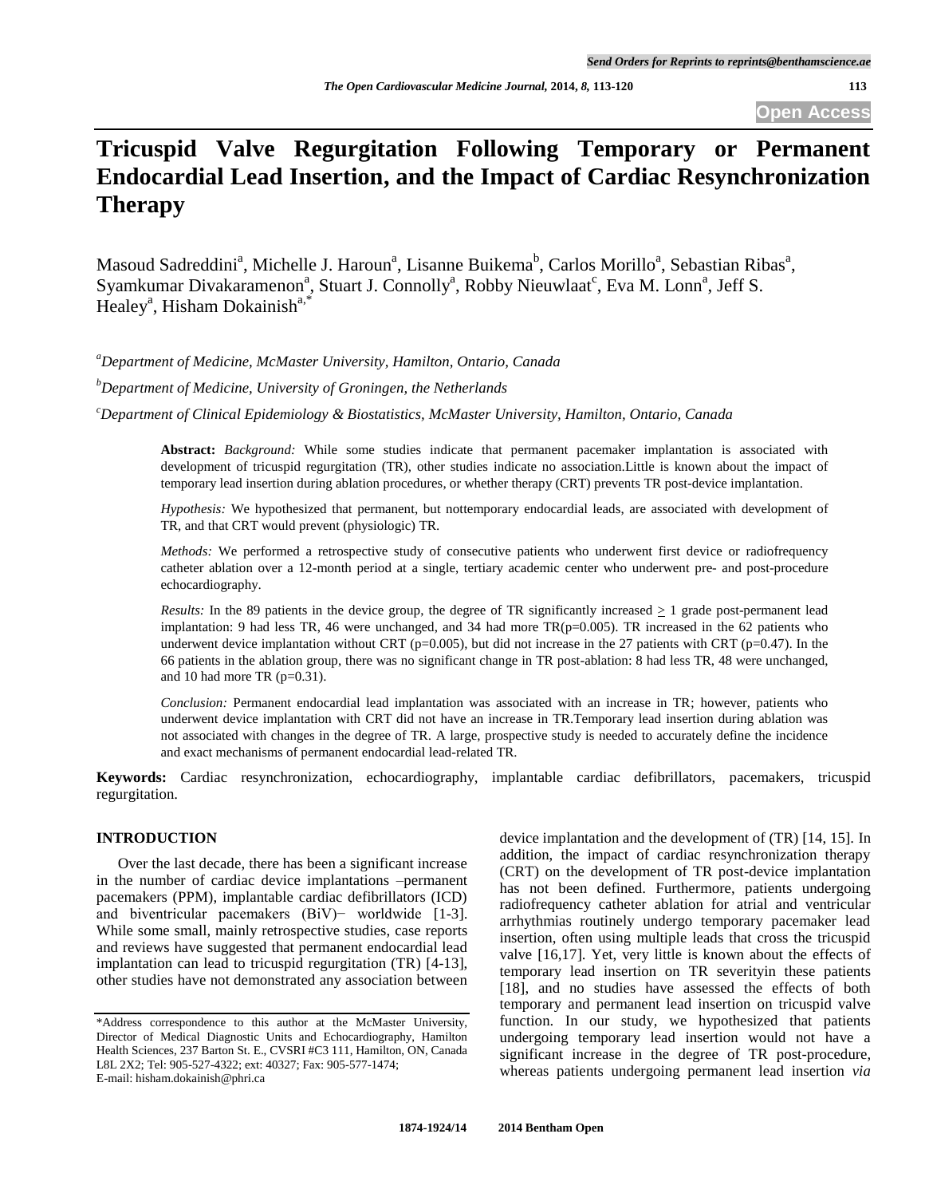# Tricuspid Valve Regurgitation Following Temporary or Permanent Endocardial Lead Insertion, and the Impact of Cardiac Resynchronization Therapy

Masoud Sadreddini[a], Michelle J. Haroun[a], Lisanne Buikema[b], Carlos Morillo[a], Sebastian Ribas[a], Syamkumar Divakaramenon[a], Stuart J. Connolly[a], Robby Nieuwlaat[c], Eva M. Lonn[a], Jeff S. Healey[a], Hisham Dokainish[a,*]

[a]*Department of Medicine, McMaster University, Hamilton, Ontario, Canada*

[b]*Department of Medicine, University of Groningen, the Netherlands*

[c]*Department of Clinical Epidemiology & Biostatistics, McMaster University, Hamilton, Ontario, Canada*

**Abstract:** *Background:* While some studies indicate that permanent pacemaker implantation is associated with development of tricuspid regurgitation (TR), other studies indicate no association.Little is known about the impact of temporary lead insertion during ablation procedures, or whether therapy (CRT) prevents TR post-device implantation.

*Hypothesis:* We hypothesized that permanent, but nottemporary endocardial leads, are associated with development of TR, and that CRT would prevent (physiologic) TR.

*Methods:* We performed a retrospective study of consecutive patients who underwent first device or radiofrequency catheter ablation over a 12-month period at a single, tertiary academic center who underwent pre- and post-procedure echocardiography.

*Results:* In the 89 patients in the device group, the degree of TR significantly increased $\geq$ 1 grade post-permanent lead implantation: 9 had less TR, 46 were unchanged, and 34 had more TR($p$=0.005). TR increased in the 62 patients who underwent device implantation without CRT ($p$=0.005), but did not increase in the 27 patients with CRT ($p$=0.47). In the 66 patients in the ablation group, there was no significant change in TR post-ablation: 8 had less TR, 48 were unchanged, and 10 had more TR ($p$=0.31).

*Conclusion:* Permanent endocardial lead implantation was associated with an increase in TR; however, patients who underwent device implantation with CRT did not have an increase in TR.Temporary lead insertion during ablation was not associated with changes in the degree of TR. A large, prospective study is needed to accurately define the incidence and exact mechanisms of permanent endocardial lead-related TR.

**Keywords:** Cardiac resynchronization, echocardiography, implantable cardiac defibrillators, pacemakers, tricuspid regurgitation.

## INTRODUCTION

Over the last decade, there has been a significant increase in the number of cardiac device implantations –permanent pacemakers (PPM), implantable cardiac defibrillators (ICD) and biventricular pacemakers (BiV)− worldwide [1-3]. While some small, mainly retrospective studies, case reports and reviews have suggested that permanent endocardial lead implantation can lead to tricuspid regurgitation (TR) [4-13], other studies have not demonstrated any association between device implantation and the development of (TR) [14, 15]. In addition, the impact of cardiac resynchronization therapy (CRT) on the development of TR post-device implantation has not been defined. Furthermore, patients undergoing radiofrequency catheter ablation for atrial and ventricular arrhythmias routinely undergo temporary pacemaker lead insertion, often using multiple leads that cross the tricuspid valve [16,17]. Yet, very little is known about the effects of temporary lead insertion on TR severityin these patients [18], and no studies have assessed the effects of both temporary and permanent lead insertion on tricuspid valve function. In our study, we hypothesized that patients undergoing temporary lead insertion would not have a significant increase in the degree of TR post-procedure, whereas patients undergoing permanent lead insertion *via*

*Address correspondence to this author at the McMaster University, Director of Medical Diagnostic Units and Echocardiography, Hamilton Health Sciences, 237 Barton St. E., CVSRI #C3 111, Hamilton, ON, Canada L8L 2X2; Tel: 905-527-4322; ext: 40327; Fax: 905-577-1474; E-mail: hisham.dokainish@phri.ca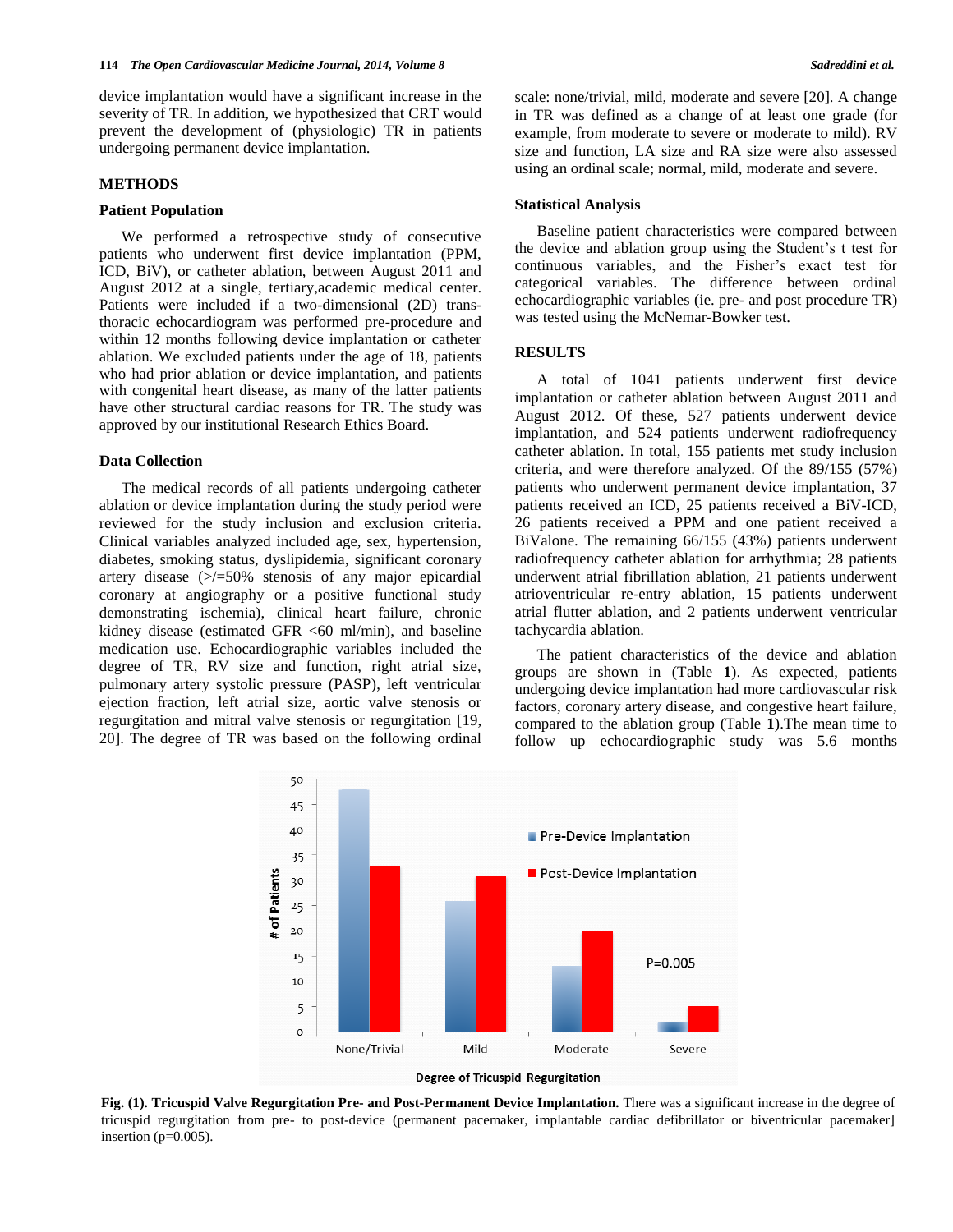device implantation would have a significant increase in the severity of TR. In addition, we hypothesized that CRT would prevent the development of (physiologic) TR in patients undergoing permanent device implantation.

## METHODS

### Patient Population

We performed a retrospective study of consecutive patients who underwent first device implantation (PPM, ICD, BiV), or catheter ablation, between August 2011 and August 2012 at a single, tertiary,academic medical center. Patients were included if a two-dimensional (2D) trans-thoracic echocardiogram was performed pre-procedure and within 12 months following device implantation or catheter ablation. We excluded patients under the age of 18, patients who had prior ablation or device implantation, and patients with congenital heart disease, as many of the latter patients have other structural cardiac reasons for TR. The study was approved by our institutional Research Ethics Board.

### Data Collection

The medical records of all patients undergoing catheter ablation or device implantation during the study period were reviewed for the study inclusion and exclusion criteria. Clinical variables analyzed included age, sex, hypertension, diabetes, smoking status, dyslipidemia, significant coronary artery disease (>/=50% stenosis of any major epicardial coronary at angiography or a positive functional study demonstrating ischemia), clinical heart failure, chronic kidney disease (estimated GFR <60 ml/min), and baseline medication use. Echocardiographic variables included the degree of TR, RV size and function, right atrial size, pulmonary artery systolic pressure (PASP), left ventricular ejection fraction, left atrial size, aortic valve stenosis or regurgitation and mitral valve stenosis or regurgitation [19, 20]. The degree of TR was based on the following ordinal scale: none/trivial, mild, moderate and severe [20]. A change in TR was defined as a change of at least one grade (for example, from moderate to severe or moderate to mild). RV size and function, LA size and RA size were also assessed using an ordinal scale; normal, mild, moderate and severe.

### Statistical Analysis

Baseline patient characteristics were compared between the device and ablation group using the Student's t test for continuous variables, and the Fisher's exact test for categorical variables. The difference between ordinal echocardiographic variables (ie. pre- and post procedure TR) was tested using the McNemar-Bowker test.

## RESULTS

A total of 1041 patients underwent first device implantation or catheter ablation between August 2011 and August 2012. Of these, 527 patients underwent device implantation, and 524 patients underwent radiofrequency catheter ablation. In total, 155 patients met study inclusion criteria, and were therefore analyzed. Of the 89/155 (57%) patients who underwent permanent device implantation, 37 patients received an ICD, 25 patients received a BiV-ICD, 26 patients received a PPM and one patient received a BiValone. The remaining 66/155 (43%) patients underwent radiofrequency catheter ablation for arrhythmia; 28 patients underwent atrial fibrillation ablation, 21 patients underwent atrioventricular re-entry ablation, 15 patients underwent atrial flutter ablation, and 2 patients underwent ventricular tachycardia ablation.

The patient characteristics of the device and ablation groups are shown in (Table **1**). As expected, patients undergoing device implantation had more cardiovascular risk factors, coronary artery disease, and congestive heart failure, compared to the ablation group (Table **1**).The mean time to follow up echocardiographic study was 5.6 months

**Fig. (1). Tricuspid Valve Regurgitation Pre- and Post-Permanent Device Implantation.** There was a significant increase in the degree of tricuspid regurgitation from pre- to post-device (permanent pacemaker, implantable cardiac defibrillator or biventricular pacemaker] insertion (p=0.005).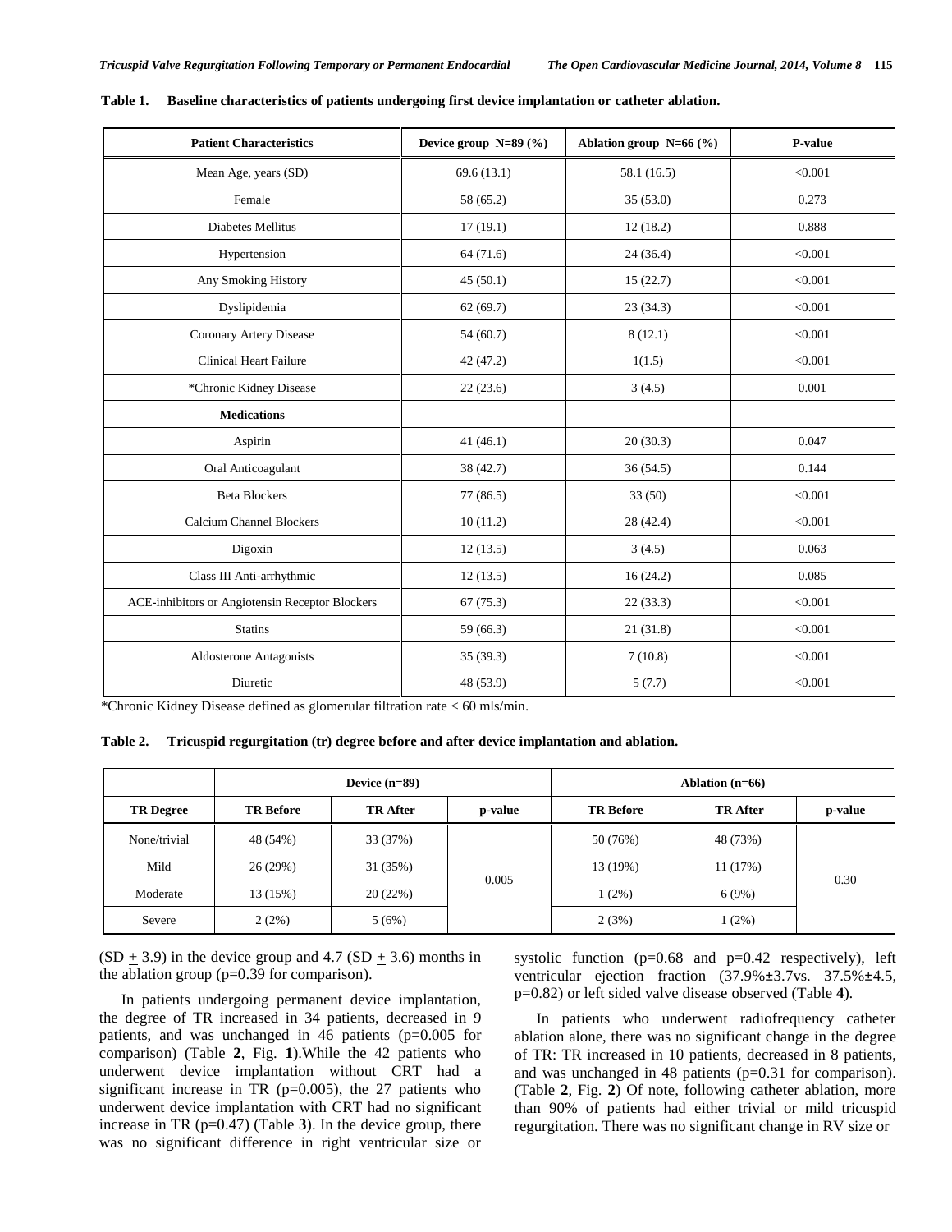**Table 1. Baseline characteristics of patients undergoing first device implantation or catheter ablation.**

| Patient Characteristics | Device group N=89 (%) | Ablation group N=66 (%) | P-value |
|---|---|---|---|
| Mean Age, years (SD) | 69.6 (13.1) | 58.1 (16.5) | <0.001 |
| Female | 58 (65.2) | 35 (53.0) | 0.273 |
| Diabetes Mellitus | 17 (19.1) | 12 (18.2) | 0.888 |
| Hypertension | 64 (71.6) | 24 (36.4) | <0.001 |
| Any Smoking History | 45 (50.1) | 15 (22.7) | <0.001 |
| Dyslipidemia | 62 (69.7) | 23 (34.3) | <0.001 |
| Coronary Artery Disease | 54 (60.7) | 8 (12.1) | <0.001 |
| Clinical Heart Failure | 42 (47.2) | 1(1.5) | <0.001 |
| *Chronic Kidney Disease | 22 (23.6) | 3 (4.5) | 0.001 |
| **Medications** | | | |
| Aspirin | 41 (46.1) | 20 (30.3) | 0.047 |
| Oral Anticoagulant | 38 (42.7) | 36 (54.5) | 0.144 |
| Beta Blockers | 77 (86.5) | 33 (50) | <0.001 |
| Calcium Channel Blockers | 10 (11.2) | 28 (42.4) | <0.001 |
| Digoxin | 12 (13.5) | 3 (4.5) | 0.063 |
| Class III Anti-arrhythmic | 12 (13.5) | 16 (24.2) | 0.085 |
| ACE-inhibitors or Angiotensin Receptor Blockers | 67 (75.3) | 22 (33.3) | <0.001 |
| Statins | 59 (66.3) | 21 (31.8) | <0.001 |
| Aldosterone Antagonists | 35 (39.3) | 7 (10.8) | <0.001 |
| Diuretic | 48 (53.9) | 5 (7.7) | <0.001 |

*Chronic Kidney Disease defined as glomerular filtration rate < 60 mls/min.

**Table 2. Tricuspid regurgitation (tr) degree before and after device implantation and ablation.**

| | Device (n=89) | | | Ablation (n=66) | | |
|---|---|---|---|---|---|---|
| **TR Degree** | **TR Before** | **TR After** | **p-value** | **TR Before** | **TR After** | **p-value** |
| None/trivial | 48 (54%) | 33 (37%) | 0.005 | 50 (76%) | 48 (73%) | 0.30 |
| Mild | 26 (29%) | 31 (35%) | | 13 (19%) | 11 (17%) | |
| Moderate | 13 (15%) | 20 (22%) | | 1 (2%) | 6 (9%) | |
| Severe | 2 (2%) | 5 (6%) | | 2 (3%) | 1 (2%) | |

(SD $\pm$ 3.9) in the device group and 4.7 (SD $\pm$ 3.6) months in the ablation group (p=0.39 for comparison).

In patients undergoing permanent device implantation, the degree of TR increased in 34 patients, decreased in 9 patients, and was unchanged in 46 patients (p=0.005 for comparison) (Table **2**, Fig. **1**).While the 42 patients who underwent device implantation without CRT had a significant increase in TR (p=0.005), the 27 patients who underwent device implantation with CRT had no significant increase in TR (p=0.47) (Table **3**). In the device group, there was no significant difference in right ventricular size or systolic function (p=0.68 and p=0.42 respectively), left ventricular ejection fraction (37.9%±3.7vs. 37.5%±4.5, p=0.82) or left sided valve disease observed (Table **4**).

In patients who underwent radiofrequency catheter ablation alone, there was no significant change in the degree of TR: TR increased in 10 patients, decreased in 8 patients, and was unchanged in 48 patients (p=0.31 for comparison). (Table **2**, Fig. **2**) Of note, following catheter ablation, more than 90% of patients had either trivial or mild tricuspid regurgitation. There was no significant change in RV size or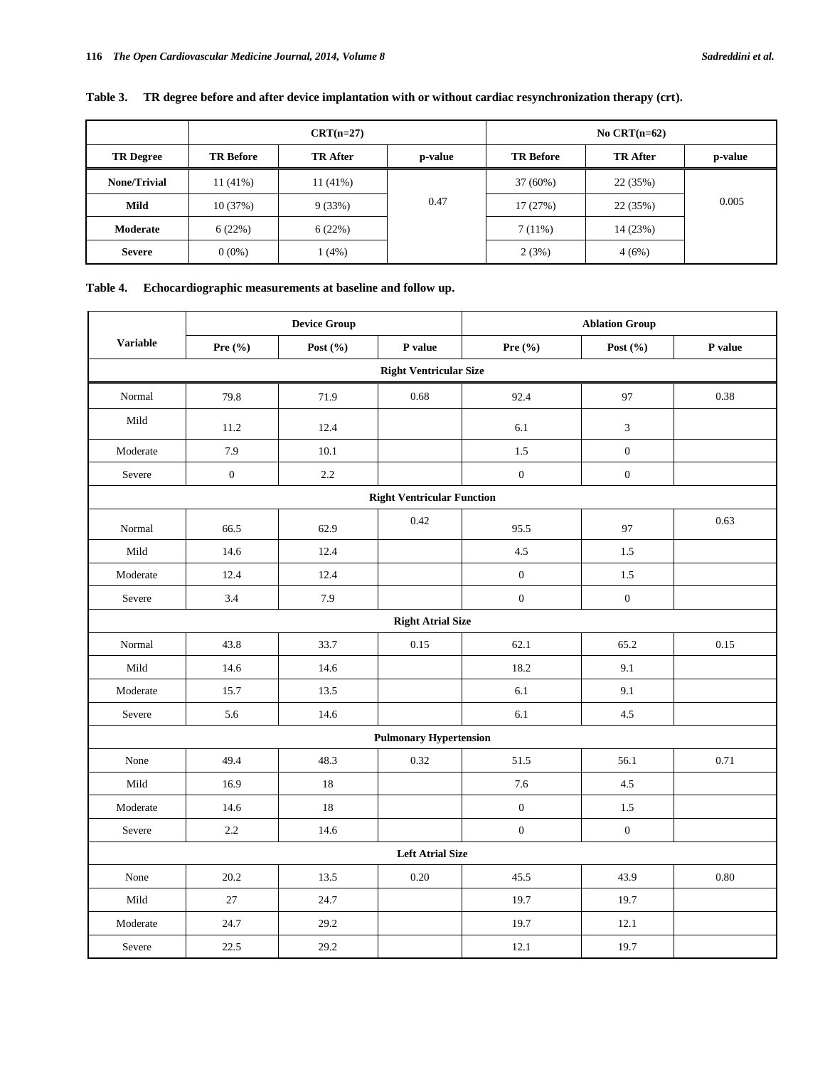**Table 3. TR degree before and after device implantation with or without cardiac resynchronization therapy (crt).**

| | CRT(n=27) | | | No CRT(n=62) | | |
|---|---|---|---|---|---|---|
| **TR Degree** | **TR Before** | **TR After** | **p-value** | **TR Before** | **TR After** | **p-value** |
| **None/Trivial** | 11 (41%) | 11 (41%) | 0.47 | 37 (60%) | 22 (35%) | 0.005 |
| **Mild** | 10 (37%) | 9 (33%) | | 17 (27%) | 22 (35%) | |
| **Moderate** | 6 (22%) | 6 (22%) | | 7 (11%) | 14 (23%) | |
| **Severe** | 0 (0%) | 1 (4%) | | 2 (3%) | 4 (6%) | |

**Table 4. Echocardiographic measurements at baseline and follow up.**

| Variable | Device Group | | | Ablation Group | | |
|---|---|---|---|---|---|---|
| | **Pre (%)** | **Post (%)** | **P value** | **Pre (%)** | **Post (%)** | **P value** |
| **Right Ventricular Size** | | | | | | |
| Normal | 79.8 | 71.9 | 0.68 | 92.4 | 97 | 0.38 |
| Mild | 11.2 | 12.4 | | 6.1 | 3 | |
| Moderate | 7.9 | 10.1 | | 1.5 | 0 | |
| Severe | 0 | 2.2 | | 0 | 0 | |
| **Right Ventricular Function** | | | | | | |
| Normal | 66.5 | 62.9 | 0.42 | 95.5 | 97 | 0.63 |
| Mild | 14.6 | 12.4 | | 4.5 | 1.5 | |
| Moderate | 12.4 | 12.4 | | 0 | 1.5 | |
| Severe | 3.4 | 7.9 | | 0 | 0 | |
| **Right Atrial Size** | | | | | | |
| Normal | 43.8 | 33.7 | 0.15 | 62.1 | 65.2 | 0.15 |
| Mild | 14.6 | 14.6 | | 18.2 | 9.1 | |
| Moderate | 15.7 | 13.5 | | 6.1 | 9.1 | |
| Severe | 5.6 | 14.6 | | 6.1 | 4.5 | |
| **Pulmonary Hypertension** | | | | | | |
| None | 49.4 | 48.3 | 0.32 | 51.5 | 56.1 | 0.71 |
| Mild | 16.9 | 18 | | 7.6 | 4.5 | |
| Moderate | 14.6 | 18 | | 0 | 1.5 | |
| Severe | 2.2 | 14.6 | | 0 | 0 | |
| **Left Atrial Size** | | | | | | |
| None | 20.2 | 13.5 | 0.20 | 45.5 | 43.9 | 0.80 |
| Mild | 27 | 24.7 | | 19.7 | 19.7 | |
| Moderate | 24.7 | 29.2 | | 19.7 | 12.1 | |
| Severe | 22.5 | 29.2 | | 12.1 | 19.7 | |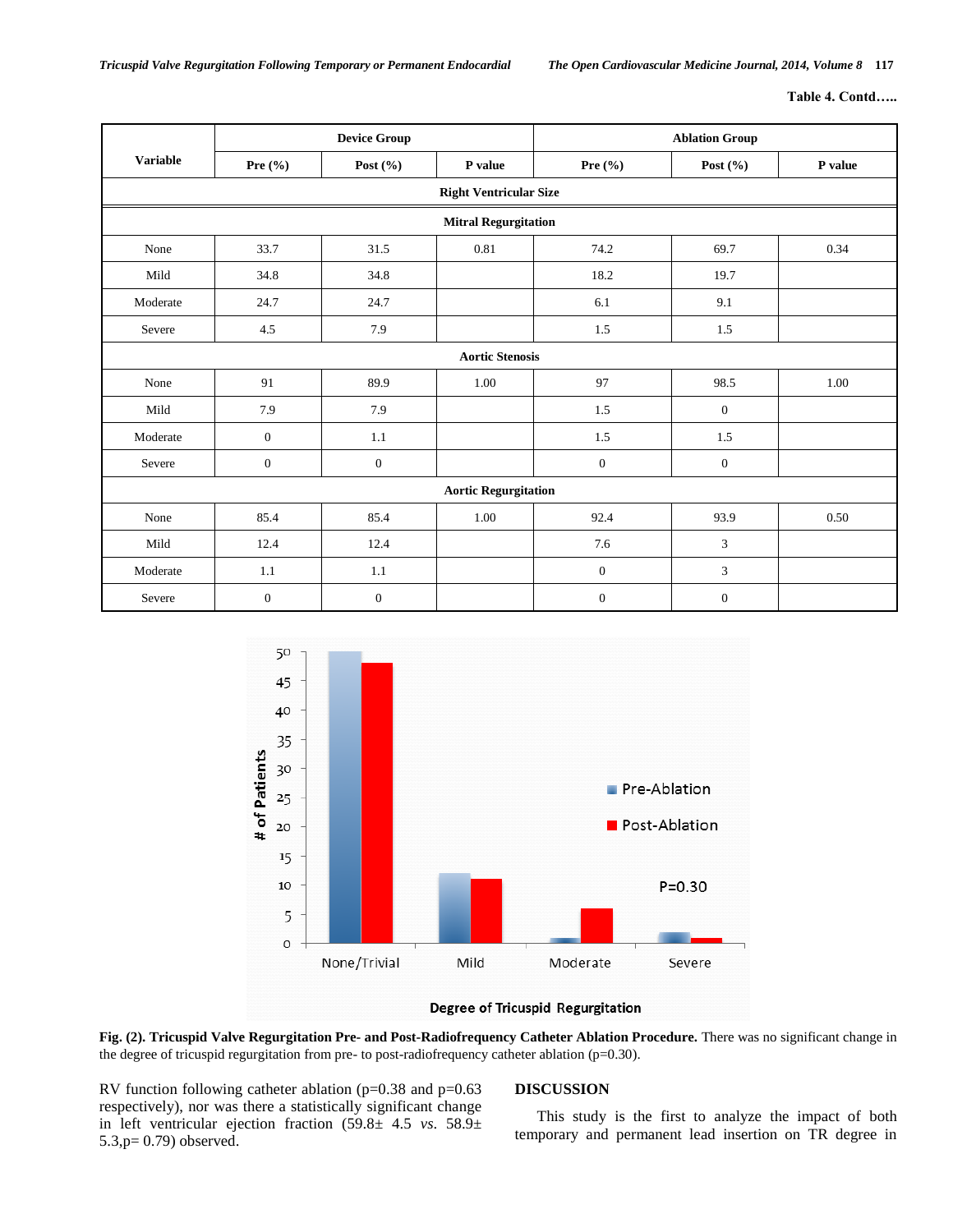**Table 4. Contd…..**

| Variable | Device Group | | | Ablation Group | | |
|---|---|---|---|---|---|---|
| | Pre (%) | Post (%) | P value | Pre (%) | Post (%) | P value |
| **Right Ventricular Size** | | | | | | |
| **Mitral Regurgitation** | | | | | | |
| None | 33.7 | 31.5 | 0.81 | 74.2 | 69.7 | 0.34 |
| Mild | 34.8 | 34.8 | | 18.2 | 19.7 | |
| Moderate | 24.7 | 24.7 | | 6.1 | 9.1 | |
| Severe | 4.5 | 7.9 | | 1.5 | 1.5 | |
| **Aortic Stenosis** | | | | | | |
| None | 91 | 89.9 | 1.00 | 97 | 98.5 | 1.00 |
| Mild | 7.9 | 7.9 | | 1.5 | 0 | |
| Moderate | 0 | 1.1 | | 1.5 | 1.5 | |
| Severe | 0 | 0 | | 0 | 0 | |
| **Aortic Regurgitation** | | | | | | |
| None | 85.4 | 85.4 | 1.00 | 92.4 | 93.9 | 0.50 |
| Mild | 12.4 | 12.4 | | 7.6 | 3 | |
| Moderate | 1.1 | 1.1 | | 0 | 3 | |
| Severe | 0 | 0 | | 0 | 0 | |

**Fig. (2). Tricuspid Valve Regurgitation Pre- and Post-Radiofrequency Catheter Ablation Procedure.** There was no significant change in the degree of tricuspid regurgitation from pre- to post-radiofrequency catheter ablation (p=0.30).

RV function following catheter ablation (p=0.38 and p=0.63 respectively), nor was there a statistically significant change in left ventricular ejection fraction (59.8± 4.5 *vs.* 58.9± 5.3,p= 0.79) observed.

## DISCUSSION

This study is the first to analyze the impact of both temporary and permanent lead insertion on TR degree in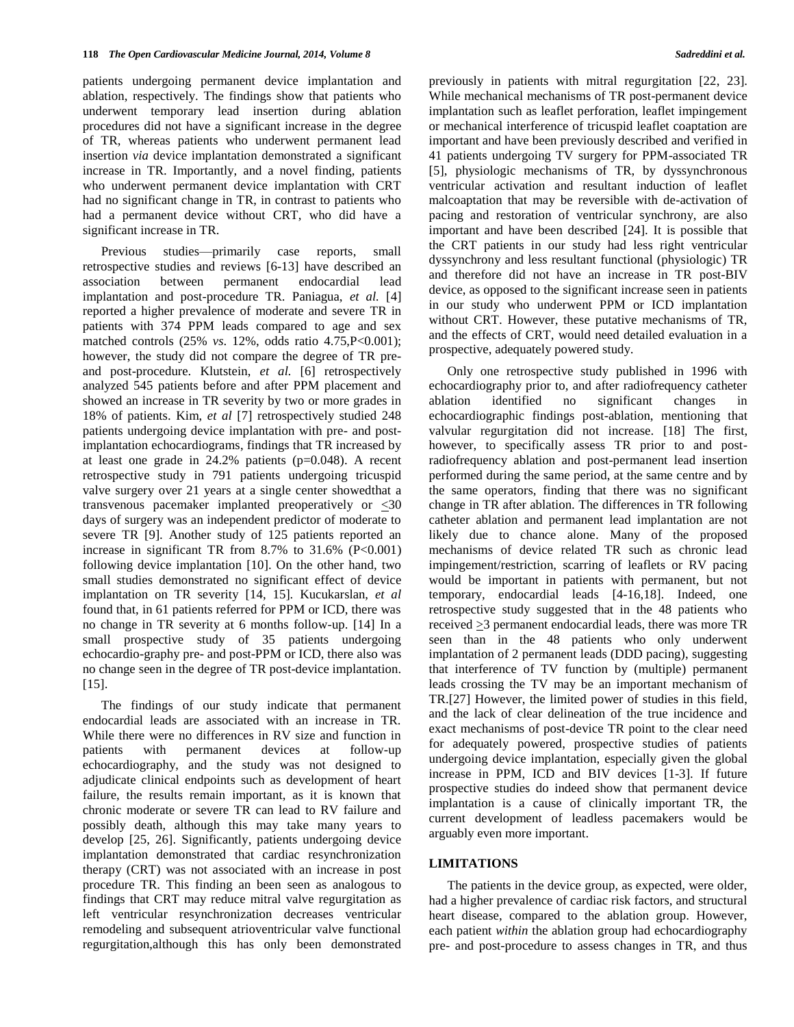patients undergoing permanent device implantation and ablation, respectively. The findings show that patients who underwent temporary lead insertion during ablation procedures did not have a significant increase in the degree of TR, whereas patients who underwent permanent lead insertion *via* device implantation demonstrated a significant increase in TR. Importantly, and a novel finding, patients who underwent permanent device implantation with CRT had no significant change in TR, in contrast to patients who had a permanent device without CRT, who did have a significant increase in TR.

Previous studies—primarily case reports, small retrospective studies and reviews [6-13] have described an association between permanent endocardial lead implantation and post-procedure TR. Paniagua, *et al.* [4] reported a higher prevalence of moderate and severe TR in patients with 374 PPM leads compared to age and sex matched controls (25% *vs.* 12%, odds ratio 4.75,P<0.001); however, the study did not compare the degree of TR pre- and post-procedure. Klutstein, *et al.* [6] retrospectively analyzed 545 patients before and after PPM placement and showed an increase in TR severity by two or more grades in 18% of patients. Kim, *et al* [7] retrospectively studied 248 patients undergoing device implantation with pre- and post-implantation echocardiograms, findings that TR increased by at least one grade in 24.2% patients (p=0.048). A recent retrospective study in 791 patients undergoing tricuspid valve surgery over 21 years at a single center showedthat a transvenous pacemaker implanted preoperatively or $\leq$30 days of surgery was an independent predictor of moderate to severe TR [9]. Another study of 125 patients reported an increase in significant TR from 8.7% to 31.6% (P<0.001) following device implantation [10]. On the other hand, two small studies demonstrated no significant effect of device implantation on TR severity [14, 15]. Kucukarslan, *et al* found that, in 61 patients referred for PPM or ICD, there was no change in TR severity at 6 months follow-up. [14] In a small prospective study of 35 patients undergoing echocardio-graphy pre- and post-PPM or ICD, there also was no change seen in the degree of TR post-device implantation. [15].

The findings of our study indicate that permanent endocardial leads are associated with an increase in TR. While there were no differences in RV size and function in patients with permanent devices at follow-up echocardiography, and the study was not designed to adjudicate clinical endpoints such as development of heart failure, the results remain important, as it is known that chronic moderate or severe TR can lead to RV failure and possibly death, although this may take many years to develop [25, 26]. Significantly, patients undergoing device implantation demonstrated that cardiac resynchronization therapy (CRT) was not associated with an increase in post procedure TR. This finding an been seen as analogous to findings that CRT may reduce mitral valve regurgitation as left ventricular resynchronization decreases ventricular remodeling and subsequent atrioventricular valve functional regurgitation,although this has only been demonstrated previously in patients with mitral regurgitation [22, 23]. While mechanical mechanisms of TR post-permanent device implantation such as leaflet perforation, leaflet impingement or mechanical interference of tricuspid leaflet coaptation are important and have been previously described and verified in 41 patients undergoing TV surgery for PPM-associated TR [5], physiologic mechanisms of TR, by dyssynchronous ventricular activation and resultant induction of leaflet malcoaptation that may be reversible with de-activation of pacing and restoration of ventricular synchrony, are also important and have been described [24]. It is possible that the CRT patients in our study had less right ventricular dyssynchrony and less resultant functional (physiologic) TR and therefore did not have an increase in TR post-BIV device, as opposed to the significant increase seen in patients in our study who underwent PPM or ICD implantation without CRT. However, these putative mechanisms of TR, and the effects of CRT, would need detailed evaluation in a prospective, adequately powered study.

Only one retrospective study published in 1996 with echocardiography prior to, and after radiofrequency catheter ablation identified no significant changes in echocardiographic findings post-ablation, mentioning that valvular regurgitation did not increase. [18] The first, however, to specifically assess TR prior to and post-radiofrequency ablation and post-permanent lead insertion performed during the same period, at the same centre and by the same operators, finding that there was no significant change in TR after ablation. The differences in TR following catheter ablation and permanent lead implantation are not likely due to chance alone. Many of the proposed mechanisms of device related TR such as chronic lead impingement/restriction, scarring of leaflets or RV pacing would be important in patients with permanent, but not temporary, endocardial leads [4-16,18]. Indeed, one retrospective study suggested that in the 48 patients who received $\geq$3 permanent endocardial leads, there was more TR seen than in the 48 patients who only underwent implantation of 2 permanent leads (DDD pacing), suggesting that interference of TV function by (multiple) permanent leads crossing the TV may be an important mechanism of TR.[27] However, the limited power of studies in this field, and the lack of clear delineation of the true incidence and exact mechanisms of post-device TR point to the clear need for adequately powered, prospective studies of patients undergoing device implantation, especially given the global increase in PPM, ICD and BIV devices [1-3]. If future prospective studies do indeed show that permanent device implantation is a cause of clinically important TR, the current development of leadless pacemakers would be arguably even more important.

## LIMITATIONS

The patients in the device group, as expected, were older, had a higher prevalence of cardiac risk factors, and structural heart disease, compared to the ablation group. However, each patient *within* the ablation group had echocardiography pre- and post-procedure to assess changes in TR, and thus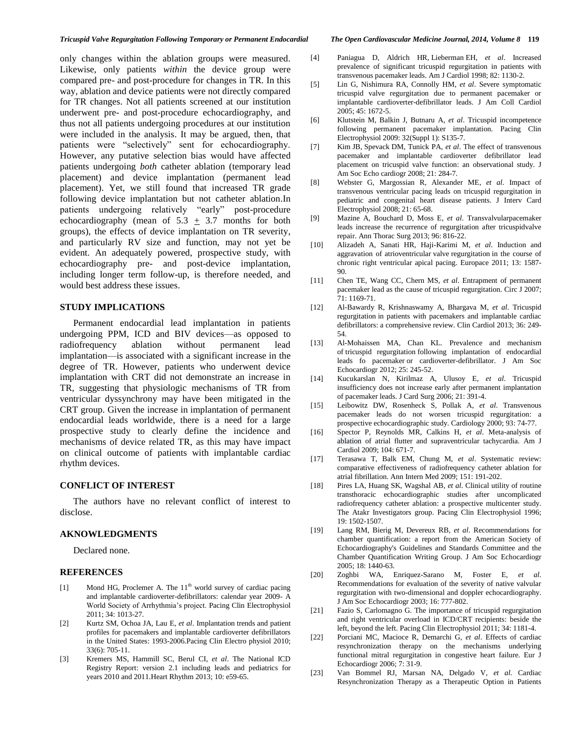only changes within the ablation groups were measured. Likewise, only patients *within* the device group were compared pre- and post-procedure for changes in TR. In this way, ablation and device patients were not directly compared for TR changes. Not all patients screened at our institution underwent pre- and post-procedure echocardiography, and thus not all patients undergoing procedures at our institution were included in the analysis. It may be argued, then, that patients were "selectively" sent for echocardiography. However, any putative selection bias would have affected patients undergoing *both* catheter ablation (temporary lead placement) and device implantation (permanent lead placement). Yet, we still found that increased TR grade following device implantation but not catheter ablation.In patients undergoing relatively "early" post-procedure echocardiography (mean of 5.3 $\pm$ 3.7 months for both groups), the effects of device implantation on TR severity, and particularly RV size and function, may not yet be evident. An adequately powered, prospective study, with echocardiography pre- and post-device implantation, including longer term follow-up, is therefore needed, and would best address these issues.

## STUDY IMPLICATIONS

Permanent endocardial lead implantation in patients undergoing PPM, ICD and BIV devices—as opposed to radiofrequency ablation without permanent lead implantation—is associated with a significant increase in the degree of TR. However, patients who underwent device implantation with CRT did not demonstrate an increase in TR, suggesting that physiologic mechanisms of TR from ventricular dyssynchrony may have been mitigated in the CRT group. Given the increase in implantation of permanent endocardial leads worldwide, there is a need for a large prospective study to clearly define the incidence and mechanisms of device related TR, as this may have impact on clinical outcome of patients with implantable cardiac rhythm devices.

## CONFLICT OF INTEREST

The authors have no relevant conflict of interest to disclose.

## AKNOWLEDGMENTS

Declared none.

## REFERENCES

[1] Mond HG, Proclemer A. The 11th world survey of cardiac pacing and implantable cardioverter-defibrillators: calendar year 2009- A World Society of Arrhythmia's project. Pacing Clin Electrophysiol 2011; 34: 1013-27.

[2] Kurtz SM, Ochoa JA, Lau E, *et al*. Implantation trends and patient profiles for pacemakers and implantable cardioverter defibrillators in the United States: 1993-2006.Pacing Clin Electro physiol 2010; 33(6): 705-11.

[3] Kremers MS, Hammill SC, Berul CI, *et al*. The National ICD Registry Report: version 2.1 including leads and pediatrics for years 2010 and 2011.Heart Rhythm 2013; 10: e59-65.

[4] Paniagua D, Aldrich HR, Lieberman EH, *et al*. Increased prevalence of significant tricuspid regurgitation in patients with transvenous pacemaker leads. Am J Cardiol 1998; 82: 1130-2.

[5] Lin G, Nishimura RA, Connolly HM, *et al*. Severe symptomatic tricuspid valve regurgitation due to permanent pacemaker or implantable cardioverter-defibrillator leads. J Am Coll Cardiol 2005; 45: 1672-5.

[6] Klutstein M, Balkin J, Butnaru A, *et al*. Tricuspid incompetence following permanent pacemaker implantation. Pacing Clin Electrophysiol 2009: 32(Suppl 1): S135-7.

[7] Kim JB, Spevack DM, Tunick PA, *et al*. The effect of transvenous pacemaker and implantable cardioverter defibrillator lead placement on tricuspid valve function: an observational study. J Am Soc Echo cardiogr 2008; 21: 284-7.

[8] Webster G, Margossian R, Alexander ME, *et al*. Impact of transvenous ventricular pacing leads on tricuspid regurgitation in pediatric and congenital heart disease patients. J Interv Card Electrophysiol 2008; 21: 65-68.

[9] Mazine A, Bouchard D, Moss E, *et al*. Transvalvularpacemaker leads increase the recurrence of regurgitation after tricuspidvalve repair. Ann Thorac Surg 2013; 96: 816-22.

[10] Alizadeh A, Sanati HR, Haji-Karimi M, *et al*. Induction and aggravation of atrioventricular valve regurgitation in the course of chronic right ventricular apical pacing. Europace 2011; 13: 1587-90.

[11] Chen TE, Wang CC, Chern MS, *et al*. Entrapment of permanent pacemaker lead as the cause of tricuspid regurgitation. Circ J 2007; 71: 1169-71.

[12] Al-Bawardy R, Krishnaswamy A, Bhargava M, *et al*. Tricuspid regurgitation in patients with pacemakers and implantable cardiac defibrillators: a comprehensive review. Clin Cardiol 2013; 36: 249-54.

[13] Al-Mohaissen MA, Chan KL. Prevalence and mechanism of tricuspid regurgitation following implantation of endocardial leads fo pacemaker or cardioverter-defibrillator. J Am Soc Echocardiogr 2012; 25: 245-52.

[14] Kucukarslan N, Kirilmaz A, Ulusoy E, *et al*. Tricuspid insufficiency does not increase early after permanent implantation of pacemaker leads. J Card Surg 2006; 21: 391-4.

[15] Leibowitz DW, Rosenheck S, Pollak A, *et al*. Transvenous pacemaker leads do not worsen tricuspid regurgitation: a prospective echocardiographic study. Cardiology 2000; 93: 74-77.

[16] Spector P, Reynolds MR, Calkins H, *et al*. Meta-analysis of ablation of atrial flutter and supraventricular tachycardia. Am J Cardiol 2009; 104: 671-7.

[17] Terasawa T, Balk EM, Chung M, *et al*. Systematic review: comparative effectiveness of radiofrequency catheter ablation for atrial fibrillation. Ann Intern Med 2009; 151: 191-202.

[18] Pires LA, Huang SK, Wagshal AB, *et al*. Clinical utility of routine transthoracic echocardiographic studies after uncomplicated radiofrequency catheter ablation: a prospective multicenter study. The Atakr Investigators group. Pacing Clin Electrophysiol 1996; 19: 1502-1507.

[19] Lang RM, Bierig M, Devereux RB, *et al*. Recommendations for chamber quantification: a report from the American Society of Echocardiography's Guidelines and Standards Committee and the Chamber Quantification Writing Group. J Am Soc Echocardiogr 2005; 18: 1440-63.

[20] Zoghbi WA, Enriquez-Sarano M, Foster E, *et al*. Recommendations for evaluation of the severity of native valvular regurgitation with two-dimensional and doppler echocardiography. J Am Soc Echocardiogr 2003; 16: 777-802.

[21] Fazio S, Carlomagno G. The importance of tricuspid regurgitation and right ventricular overload in ICD/CRT recipients: beside the left, beyond the left. Pacing Clin Electrophysiol 2011; 34: 1181-4.

[22] Porciani MC, Macioce R, Demarchi G, *et al*. Effects of cardiac resynchronization therapy on the mechanisms underlying functional mitral regurgitation in congestive heart failure. Eur J Echocardiogr 2006; 7: 31-9.

[23] Van Bommel RJ, Marsan NA, Delgado V, *et al*. Cardiac Resynchronization Therapy as a Therapeutic Option in Patients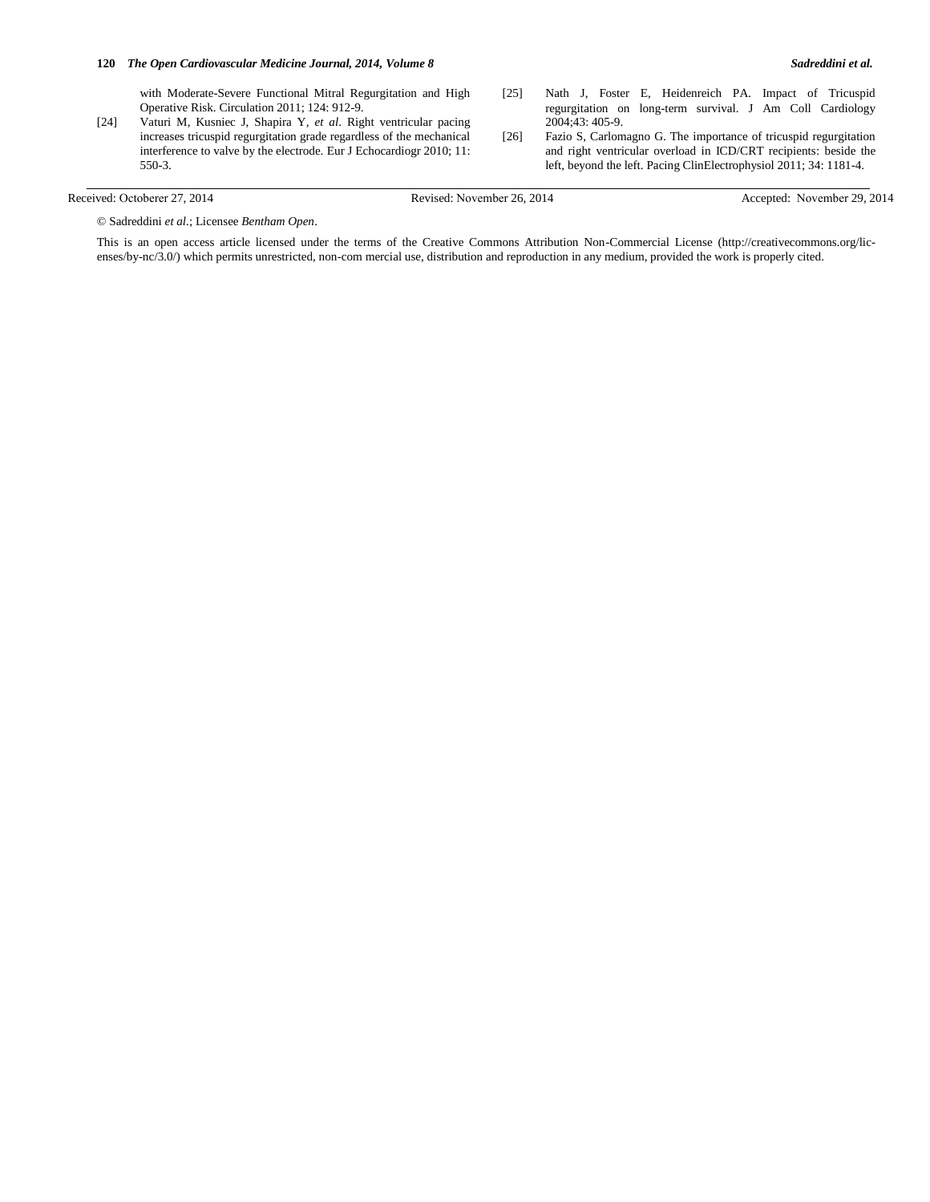with Moderate-Severe Functional Mitral Regurgitation and High Operative Risk. Circulation 2011; 124: 912-9.

[24] Vaturi M, Kusniec J, Shapira Y, *et al*. Right ventricular pacing increases tricuspid regurgitation grade regardless of the mechanical interference to valve by the electrode. Eur J Echocardiogr 2010; 11: 550-3.

[25] Nath J, Foster E, Heidenreich PA. Impact of Tricuspid regurgitation on long-term survival. J Am Coll Cardiology 2004;43: 405-9.

[26] Fazio S, Carlomagno G. The importance of tricuspid regurgitation and right ventricular overload in ICD/CRT recipients: beside the left, beyond the left. Pacing ClinElectrophysiol 2011; 34: 1181-4.

---

Received: Octoberer 27, 2014 Revised: November 26, 2014 Accepted: November 29, 2014

© Sadreddini *et al*.; Licensee *Bentham Open*.

This is an open access article licensed under the terms of the Creative Commons Attribution Non-Commercial License (http://creativecommons.org/licenses/by-nc/3.0/) which permits unrestricted, non-com mercial use, distribution and reproduction in any medium, provided the work is properly cited.